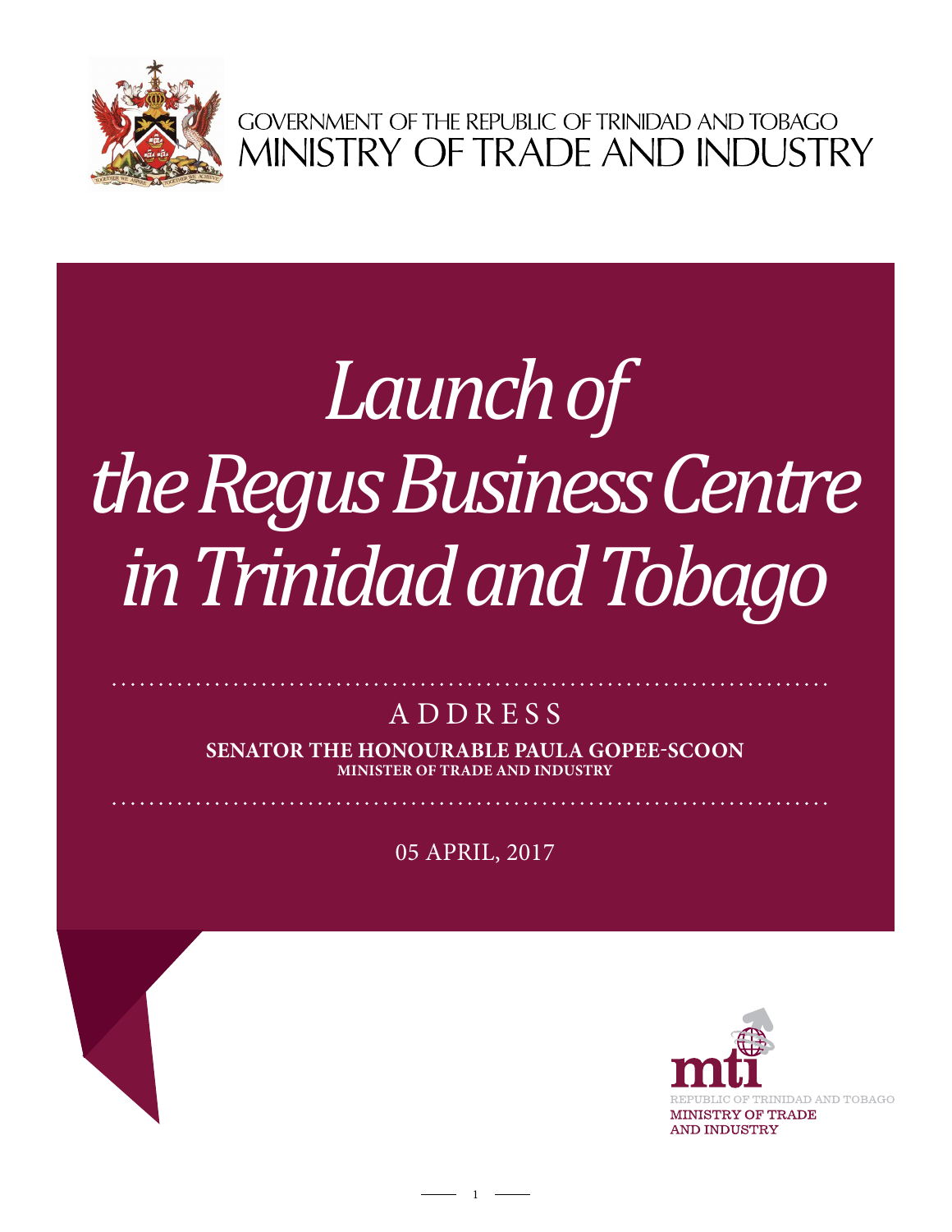GOVERNMENT OF THE REPUBLIC OF TRINIDAD AND TOBAGO
MINISTRY OF TRADE AND INDUSTRY

# *Launch of the Regus Business Centre in Trinidad and Tobago*

ADDRESS

**SENATOR THE HONOURABLE PAULA GOPEE-SCOON**
**MINISTER OF TRADE AND INDUSTRY**

05 APRIL, 2017

mti
REPUBLIC OF TRINIDAD AND TOBAGO
MINISTRY OF TRADE AND INDUSTRY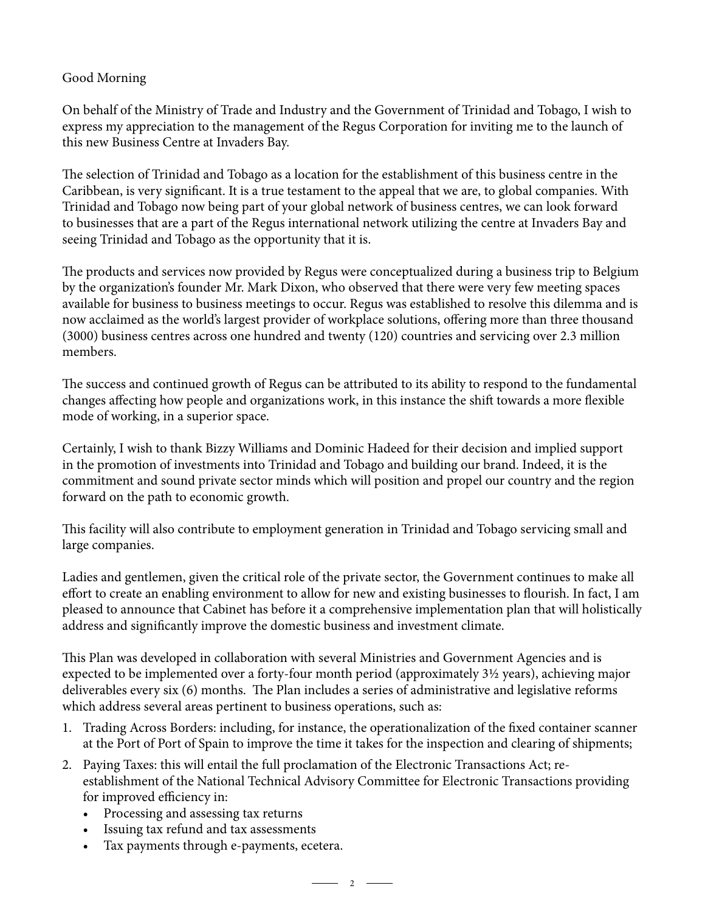Good Morning

On behalf of the Ministry of Trade and Industry and the Government of Trinidad and Tobago, I wish to express my appreciation to the management of the Regus Corporation for inviting me to the launch of this new Business Centre at Invaders Bay.

The selection of Trinidad and Tobago as a location for the establishment of this business centre in the Caribbean, is very significant. It is a true testament to the appeal that we are, to global companies. With Trinidad and Tobago now being part of your global network of business centres, we can look forward to businesses that are a part of the Regus international network utilizing the centre at Invaders Bay and seeing Trinidad and Tobago as the opportunity that it is.

The products and services now provided by Regus were conceptualized during a business trip to Belgium by the organization's founder Mr. Mark Dixon, who observed that there were very few meeting spaces available for business to business meetings to occur. Regus was established to resolve this dilemma and is now acclaimed as the world's largest provider of workplace solutions, offering more than three thousand (3000) business centres across one hundred and twenty (120) countries and servicing over 2.3 million members.

The success and continued growth of Regus can be attributed to its ability to respond to the fundamental changes affecting how people and organizations work, in this instance the shift towards a more flexible mode of working, in a superior space.

Certainly, I wish to thank Bizzy Williams and Dominic Hadeed for their decision and implied support in the promotion of investments into Trinidad and Tobago and building our brand. Indeed, it is the commitment and sound private sector minds which will position and propel our country and the region forward on the path to economic growth.

This facility will also contribute to employment generation in Trinidad and Tobago servicing small and large companies.

Ladies and gentlemen, given the critical role of the private sector, the Government continues to make all effort to create an enabling environment to allow for new and existing businesses to flourish. In fact, I am pleased to announce that Cabinet has before it a comprehensive implementation plan that will holistically address and significantly improve the domestic business and investment climate.

This Plan was developed in collaboration with several Ministries and Government Agencies and is expected to be implemented over a forty-four month period (approximately 3½ years), achieving major deliverables every six (6) months. The Plan includes a series of administrative and legislative reforms which address several areas pertinent to business operations, such as:

1. Trading Across Borders: including, for instance, the operationalization of the fixed container scanner at the Port of Port of Spain to improve the time it takes for the inspection and clearing of shipments;
2. Paying Taxes: this will entail the full proclamation of the Electronic Transactions Act; re-establishment of the National Technical Advisory Committee for Electronic Transactions providing for improved efficiency in:
   - Processing and assessing tax returns
   - Issuing tax refund and tax assessments
   - Tax payments through e-payments, ecetera.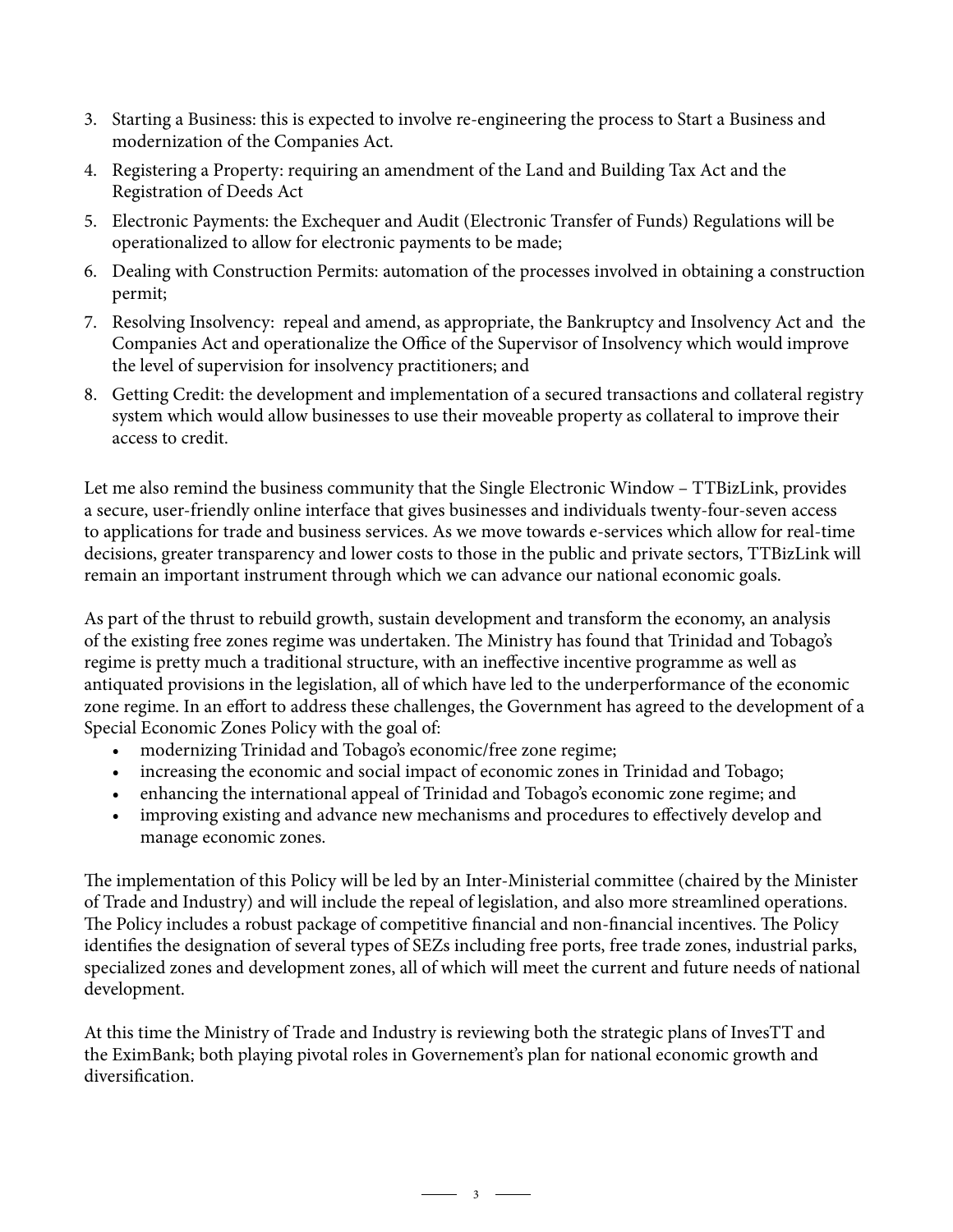3. Starting a Business: this is expected to involve re-engineering the process to Start a Business and modernization of the Companies Act.
4. Registering a Property: requiring an amendment of the Land and Building Tax Act and the Registration of Deeds Act
5. Electronic Payments: the Exchequer and Audit (Electronic Transfer of Funds) Regulations will be operationalized to allow for electronic payments to be made;
6. Dealing with Construction Permits: automation of the processes involved in obtaining a construction permit;
7. Resolving Insolvency: repeal and amend, as appropriate, the Bankruptcy and Insolvency Act and the Companies Act and operationalize the Office of the Supervisor of Insolvency which would improve the level of supervision for insolvency practitioners; and
8. Getting Credit: the development and implementation of a secured transactions and collateral registry system which would allow businesses to use their moveable property as collateral to improve their access to credit.

Let me also remind the business community that the Single Electronic Window – TTBizLink, provides a secure, user-friendly online interface that gives businesses and individuals twenty-four-seven access to applications for trade and business services. As we move towards e-services which allow for real-time decisions, greater transparency and lower costs to those in the public and private sectors, TTBizLink will remain an important instrument through which we can advance our national economic goals.

As part of the thrust to rebuild growth, sustain development and transform the economy, an analysis of the existing free zones regime was undertaken. The Ministry has found that Trinidad and Tobago's regime is pretty much a traditional structure, with an ineffective incentive programme as well as antiquated provisions in the legislation, all of which have led to the underperformance of the economic zone regime. In an effort to address these challenges, the Government has agreed to the development of a Special Economic Zones Policy with the goal of:

- modernizing Trinidad and Tobago's economic/free zone regime;
- increasing the economic and social impact of economic zones in Trinidad and Tobago;
- enhancing the international appeal of Trinidad and Tobago's economic zone regime; and
- improving existing and advance new mechanisms and procedures to effectively develop and manage economic zones.

The implementation of this Policy will be led by an Inter-Ministerial committee (chaired by the Minister of Trade and Industry) and will include the repeal of legislation, and also more streamlined operations. The Policy includes a robust package of competitive financial and non-financial incentives. The Policy identifies the designation of several types of SEZs including free ports, free trade zones, industrial parks, specialized zones and development zones, all of which will meet the current and future needs of national development.

At this time the Ministry of Trade and Industry is reviewing both the strategic plans of InvesTT and the EximBank; both playing pivotal roles in Governement's plan for national economic growth and diversification.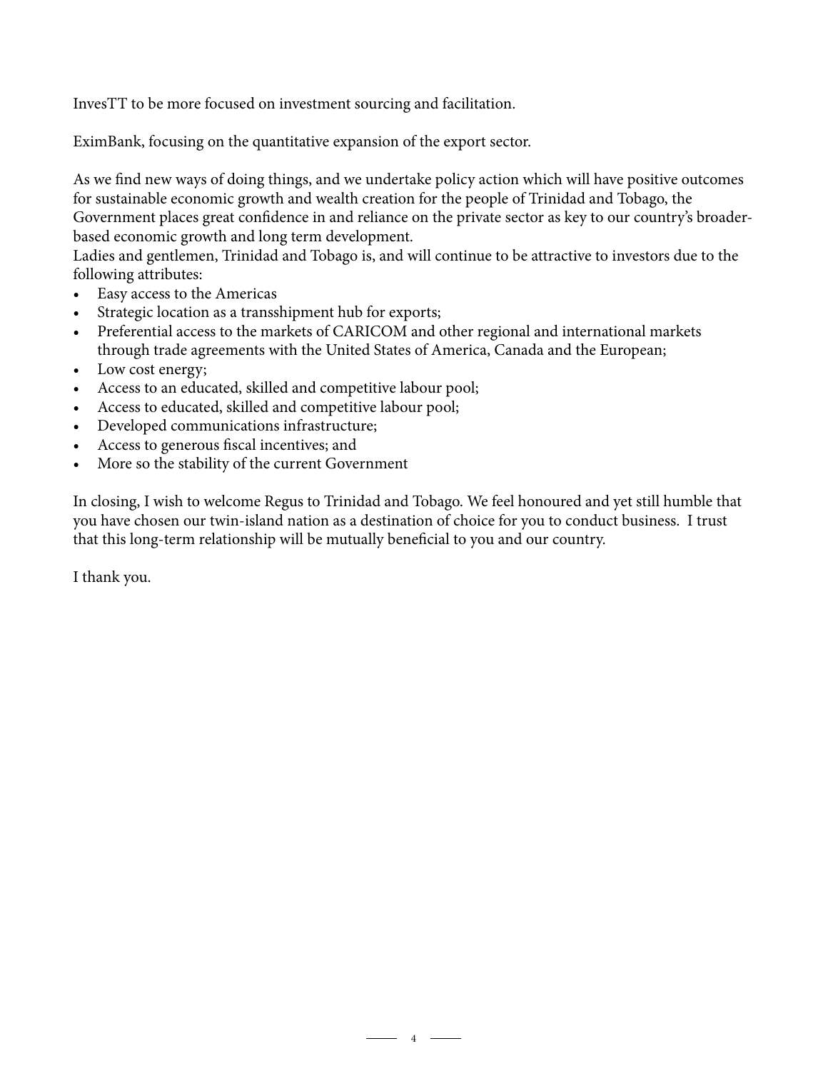InvesTT to be more focused on investment sourcing and facilitation.

EximBank, focusing on the quantitative expansion of the export sector.

As we find new ways of doing things, and we undertake policy action which will have positive outcomes for sustainable economic growth and wealth creation for the people of Trinidad and Tobago, the Government places great confidence in and reliance on the private sector as key to our country's broader-based economic growth and long term development.
Ladies and gentlemen, Trinidad and Tobago is, and will continue to be attractive to investors due to the following attributes:

- Easy access to the Americas
- Strategic location as a transshipment hub for exports;
- Preferential access to the markets of CARICOM and other regional and international markets through trade agreements with the United States of America, Canada and the European;
- Low cost energy;
- Access to an educated, skilled and competitive labour pool;
- Access to educated, skilled and competitive labour pool;
- Developed communications infrastructure;
- Access to generous fiscal incentives; and
- More so the stability of the current Government

In closing, I wish to welcome Regus to Trinidad and Tobago. We feel honoured and yet still humble that you have chosen our twin-island nation as a destination of choice for you to conduct business. I trust that this long-term relationship will be mutually beneficial to you and our country.

I thank you.